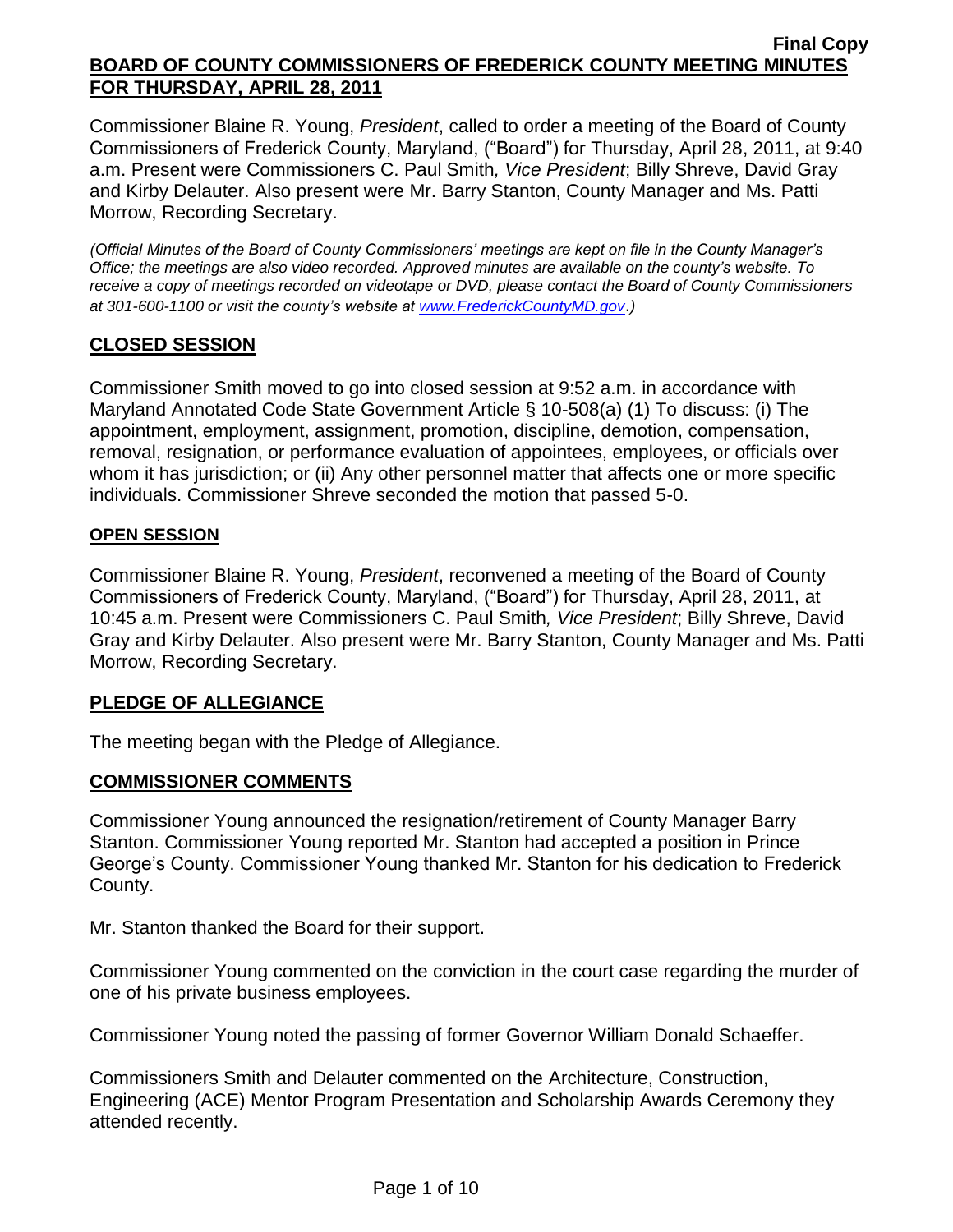**Final Copy**

**BOARD OF COUNTY COMMISSIONERS OF FREDERICK COUNTY MEETING MINUTES FOR THURSDAY, APRIL 28, 2011**

Commissioner Blaine R. Young, *President*, called to order a meeting of the Board of County Commissioners of Frederick County, Maryland, ("Board") for Thursday, April 28, 2011, at 9:40 a.m. Present were Commissioners C. Paul Smith*, Vice President*; Billy Shreve, David Gray and Kirby Delauter. Also present were Mr. Barry Stanton, County Manager and Ms. Patti Morrow, Recording Secretary.

*(Official Minutes of the Board of County Commissioners' meetings are kept on file in the County Manager's Office; the meetings are also video recorded. Approved minutes are available on the county's website. To receive a copy of meetings recorded on videotape or DVD, please contact the Board of County Commissioners at 301-600-1100 or visit the county's website at www.FrederickCountyMD.gov.)*

## CLOSED SESSION

Commissioner Smith moved to go into closed session at 9:52 a.m. in accordance with Maryland Annotated Code State Government Article § 10-508(a) (1) To discuss: (i) The appointment, employment, assignment, promotion, discipline, demotion, compensation, removal, resignation, or performance evaluation of appointees, employees, or officials over whom it has jurisdiction; or (ii) Any other personnel matter that affects one or more specific individuals. Commissioner Shreve seconded the motion that passed 5-0.

### OPEN SESSION

Commissioner Blaine R. Young, *President*, reconvened a meeting of the Board of County Commissioners of Frederick County, Maryland, ("Board") for Thursday, April 28, 2011, at 10:45 a.m. Present were Commissioners C. Paul Smith*, Vice President*; Billy Shreve, David Gray and Kirby Delauter. Also present were Mr. Barry Stanton, County Manager and Ms. Patti Morrow, Recording Secretary.

## PLEDGE OF ALLEGIANCE

The meeting began with the Pledge of Allegiance.

## COMMISSIONER COMMENTS

Commissioner Young announced the resignation/retirement of County Manager Barry Stanton. Commissioner Young reported Mr. Stanton had accepted a position in Prince George's County. Commissioner Young thanked Mr. Stanton for his dedication to Frederick County.

Mr. Stanton thanked the Board for their support.

Commissioner Young commented on the conviction in the court case regarding the murder of one of his private business employees.

Commissioner Young noted the passing of former Governor William Donald Schaeffer.

Commissioners Smith and Delauter commented on the Architecture, Construction, Engineering (ACE) Mentor Program Presentation and Scholarship Awards Ceremony they attended recently.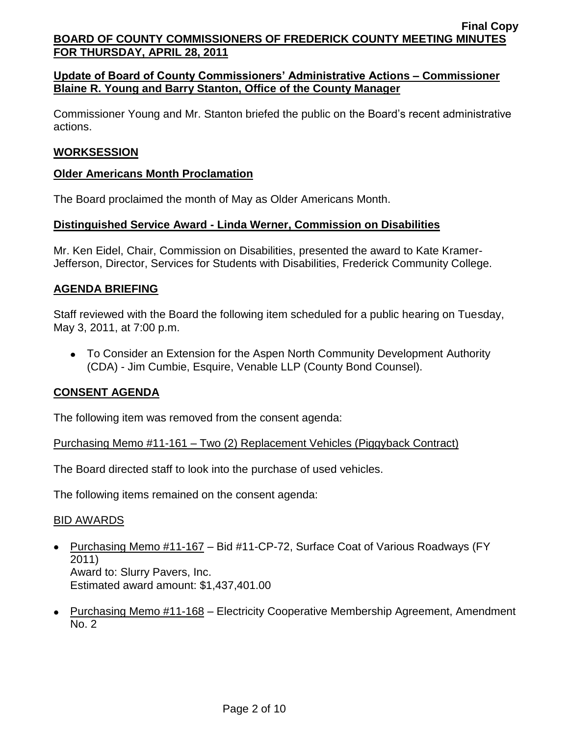**Update of Board of County Commissioners' Administrative Actions – Commissioner Blaine R. Young and Barry Stanton, Office of the County Manager**

Commissioner Young and Mr. Stanton briefed the public on the Board's recent administrative actions.

## WORKSESSION

**Older Americans Month Proclamation**

The Board proclaimed the month of May as Older Americans Month.

**Distinguished Service Award - Linda Werner, Commission on Disabilities**

Mr. Ken Eidel, Chair, Commission on Disabilities, presented the award to Kate Kramer-Jefferson, Director, Services for Students with Disabilities, Frederick Community College.

## AGENDA BRIEFING

Staff reviewed with the Board the following item scheduled for a public hearing on Tuesday, May 3, 2011, at 7:00 p.m.

- To Consider an Extension for the Aspen North Community Development Authority (CDA) - Jim Cumbie, Esquire, Venable LLP (County Bond Counsel).

## CONSENT AGENDA

The following item was removed from the consent agenda:

Purchasing Memo #11-161 – Two (2) Replacement Vehicles (Piggyback Contract)

The Board directed staff to look into the purchase of used vehicles.

The following items remained on the consent agenda:

BID AWARDS

- Purchasing Memo #11-167 – Bid #11-CP-72, Surface Coat of Various Roadways (FY 2011)
  Award to: Slurry Pavers, Inc.
  Estimated award amount: $1,437,401.00

- Purchasing Memo #11-168 – Electricity Cooperative Membership Agreement, Amendment No. 2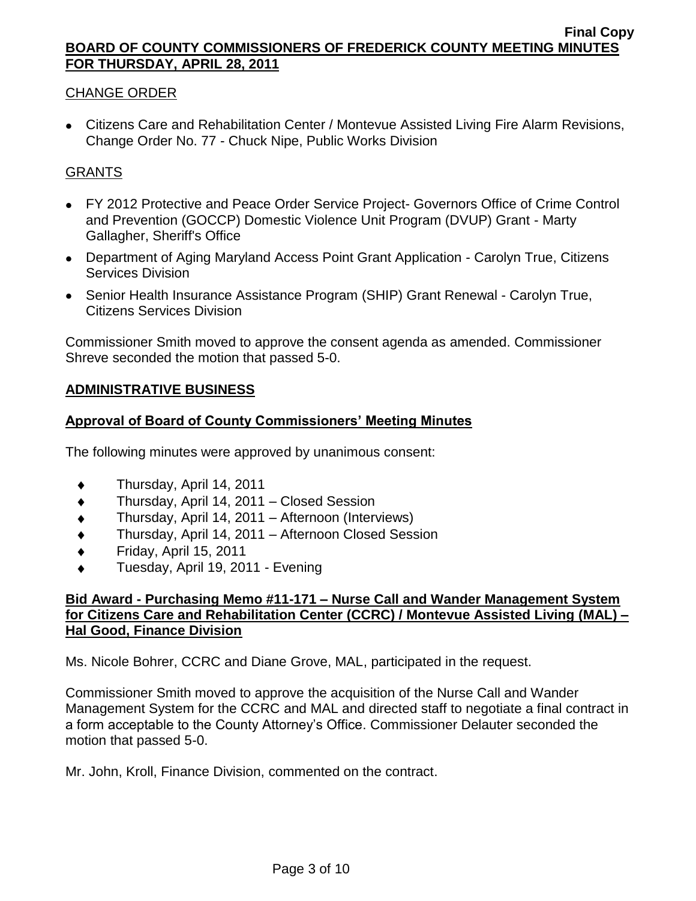CHANGE ORDER

- Citizens Care and Rehabilitation Center / Montevue Assisted Living Fire Alarm Revisions, Change Order No. 77 - Chuck Nipe, Public Works Division

GRANTS

- FY 2012 Protective and Peace Order Service Project- Governors Office of Crime Control and Prevention (GOCCP) Domestic Violence Unit Program (DVUP) Grant - Marty Gallagher, Sheriff's Office
- Department of Aging Maryland Access Point Grant Application - Carolyn True, Citizens Services Division
- Senior Health Insurance Assistance Program (SHIP) Grant Renewal - Carolyn True, Citizens Services Division

Commissioner Smith moved to approve the consent agenda as amended. Commissioner Shreve seconded the motion that passed 5-0.

## ADMINISTRATIVE BUSINESS

### Approval of Board of County Commissioners' Meeting Minutes

The following minutes were approved by unanimous consent:

- Thursday, April 14, 2011
- Thursday, April 14, 2011 – Closed Session
- Thursday, April 14, 2011 – Afternoon (Interviews)
- Thursday, April 14, 2011 – Afternoon Closed Session
- Friday, April 15, 2011
- Tuesday, April 19, 2011 - Evening

### Bid Award - Purchasing Memo #11-171 – Nurse Call and Wander Management System for Citizens Care and Rehabilitation Center (CCRC) / Montevue Assisted Living (MAL) – Hal Good, Finance Division

Ms. Nicole Bohrer, CCRC and Diane Grove, MAL, participated in the request.

Commissioner Smith moved to approve the acquisition of the Nurse Call and Wander Management System for the CCRC and MAL and directed staff to negotiate a final contract in a form acceptable to the County Attorney's Office. Commissioner Delauter seconded the motion that passed 5-0.

Mr. John, Kroll, Finance Division, commented on the contract.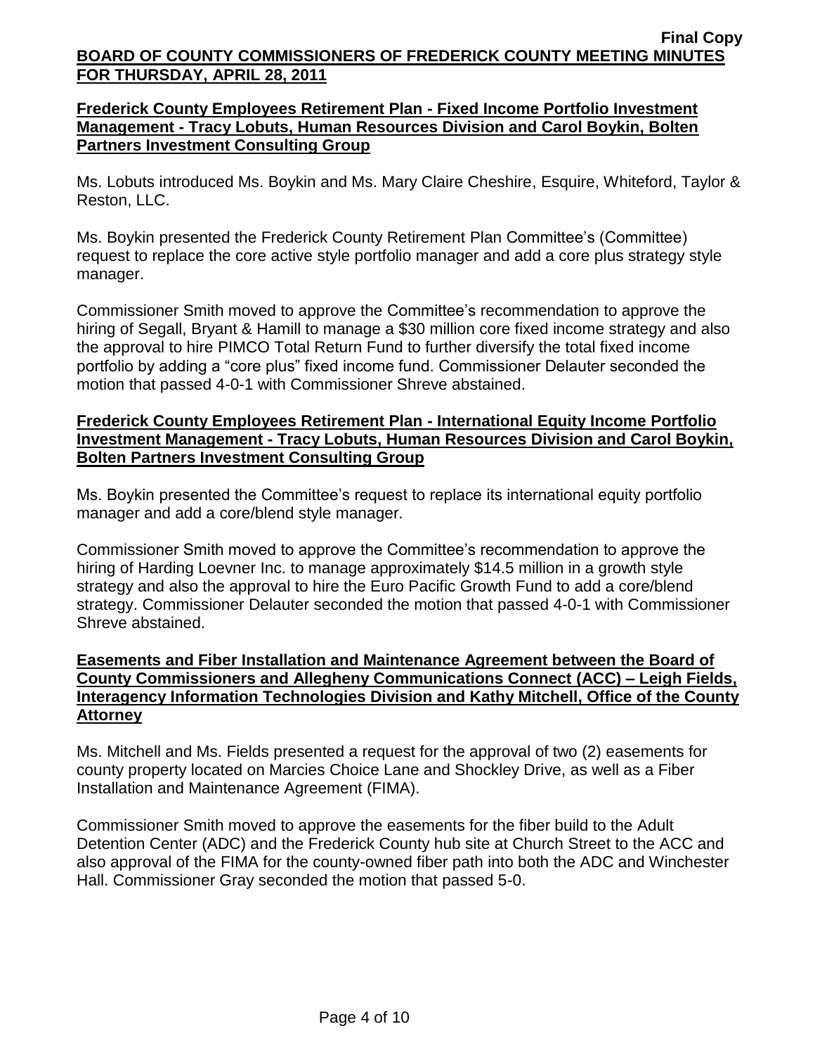**Frederick County Employees Retirement Plan - Fixed Income Portfolio Investment Management - Tracy Lobuts, Human Resources Division and Carol Boykin, Bolten Partners Investment Consulting Group**

Ms. Lobuts introduced Ms. Boykin and Ms. Mary Claire Cheshire, Esquire, Whiteford, Taylor & Reston, LLC.

Ms. Boykin presented the Frederick County Retirement Plan Committee's (Committee) request to replace the core active style portfolio manager and add a core plus strategy style manager.

Commissioner Smith moved to approve the Committee's recommendation to approve the hiring of Segall, Bryant & Hamill to manage a $30 million core fixed income strategy and also the approval to hire PIMCO Total Return Fund to further diversify the total fixed income portfolio by adding a "core plus" fixed income fund. Commissioner Delauter seconded the motion that passed 4-0-1 with Commissioner Shreve abstained.

**Frederick County Employees Retirement Plan - International Equity Income Portfolio Investment Management - Tracy Lobuts, Human Resources Division and Carol Boykin, Bolten Partners Investment Consulting Group**

Ms. Boykin presented the Committee's request to replace its international equity portfolio manager and add a core/blend style manager.

Commissioner Smith moved to approve the Committee's recommendation to approve the hiring of Harding Loevner Inc. to manage approximately $14.5 million in a growth style strategy and also the approval to hire the Euro Pacific Growth Fund to add a core/blend strategy. Commissioner Delauter seconded the motion that passed 4-0-1 with Commissioner Shreve abstained.

**Easements and Fiber Installation and Maintenance Agreement between the Board of County Commissioners and Allegheny Communications Connect (ACC) – Leigh Fields, Interagency Information Technologies Division and Kathy Mitchell, Office of the County Attorney**

Ms. Mitchell and Ms. Fields presented a request for the approval of two (2) easements for county property located on Marcies Choice Lane and Shockley Drive, as well as a Fiber Installation and Maintenance Agreement (FIMA).

Commissioner Smith moved to approve the easements for the fiber build to the Adult Detention Center (ADC) and the Frederick County hub site at Church Street to the ACC and also approval of the FIMA for the county-owned fiber path into both the ADC and Winchester Hall. Commissioner Gray seconded the motion that passed 5-0.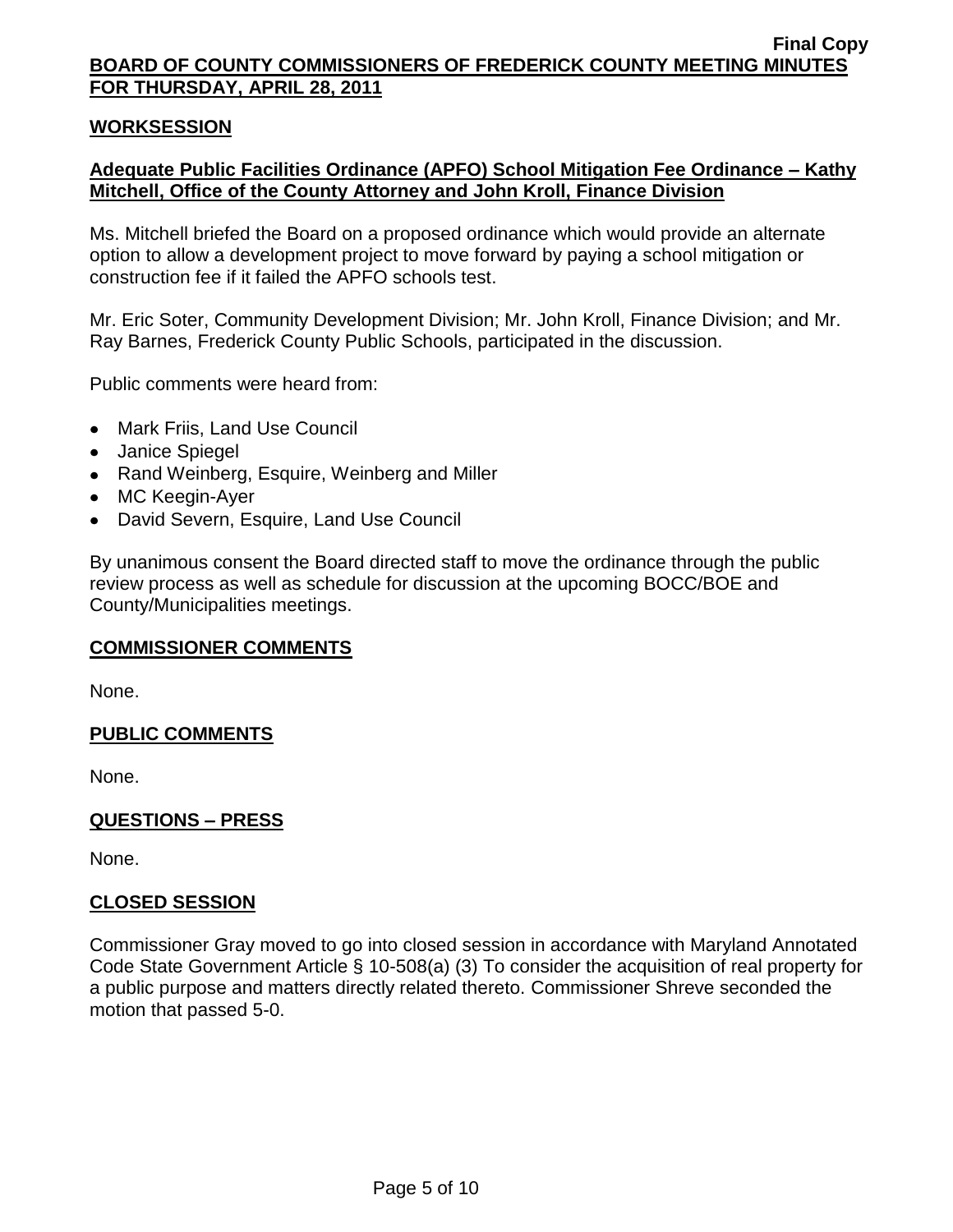## WORKSESSION

### Adequate Public Facilities Ordinance (APFO) School Mitigation Fee Ordinance – Kathy Mitchell, Office of the County Attorney and John Kroll, Finance Division

Ms. Mitchell briefed the Board on a proposed ordinance which would provide an alternate option to allow a development project to move forward by paying a school mitigation or construction fee if it failed the APFO schools test.

Mr. Eric Soter, Community Development Division; Mr. John Kroll, Finance Division; and Mr. Ray Barnes, Frederick County Public Schools, participated in the discussion.

Public comments were heard from:

- Mark Friis, Land Use Council
- Janice Spiegel
- Rand Weinberg, Esquire, Weinberg and Miller
- MC Keegin-Ayer
- David Severn, Esquire, Land Use Council

By unanimous consent the Board directed staff to move the ordinance through the public review process as well as schedule for discussion at the upcoming BOCC/BOE and County/Municipalities meetings.

## COMMISSIONER COMMENTS

None.

## PUBLIC COMMENTS

None.

## QUESTIONS – PRESS

None.

## CLOSED SESSION

Commissioner Gray moved to go into closed session in accordance with Maryland Annotated Code State Government Article § 10-508(a) (3) To consider the acquisition of real property for a public purpose and matters directly related thereto. Commissioner Shreve seconded the motion that passed 5-0.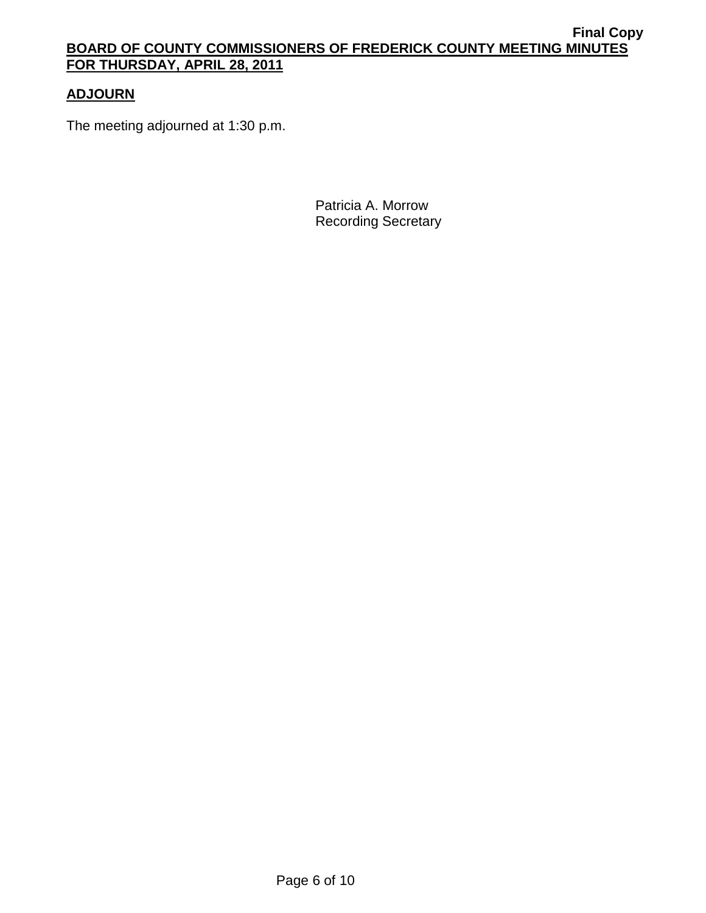## ADJOURN

The meeting adjourned at 1:30 p.m.

Patricia A. Morrow
Recording Secretary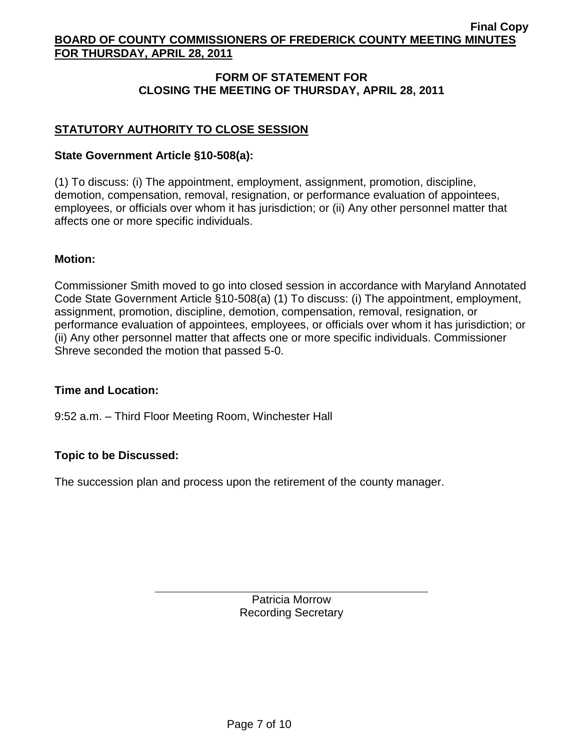## FORM OF STATEMENT FOR CLOSING THE MEETING OF THURSDAY, APRIL 28, 2011

### STATUTORY AUTHORITY TO CLOSE SESSION

**State Government Article §10-508(a):**

(1) To discuss: (i) The appointment, employment, assignment, promotion, discipline, demotion, compensation, removal, resignation, or performance evaluation of appointees, employees, or officials over whom it has jurisdiction; or (ii) Any other personnel matter that affects one or more specific individuals.

**Motion:**

Commissioner Smith moved to go into closed session in accordance with Maryland Annotated Code State Government Article §10-508(a) (1) To discuss: (i) The appointment, employment, assignment, promotion, discipline, demotion, compensation, removal, resignation, or performance evaluation of appointees, employees, or officials over whom it has jurisdiction; or (ii) Any other personnel matter that affects one or more specific individuals. Commissioner Shreve seconded the motion that passed 5-0.

**Time and Location:**

9:52 a.m. – Third Floor Meeting Room, Winchester Hall

**Topic to be Discussed:**

The succession plan and process upon the retirement of the county manager.

Patricia Morrow
Recording Secretary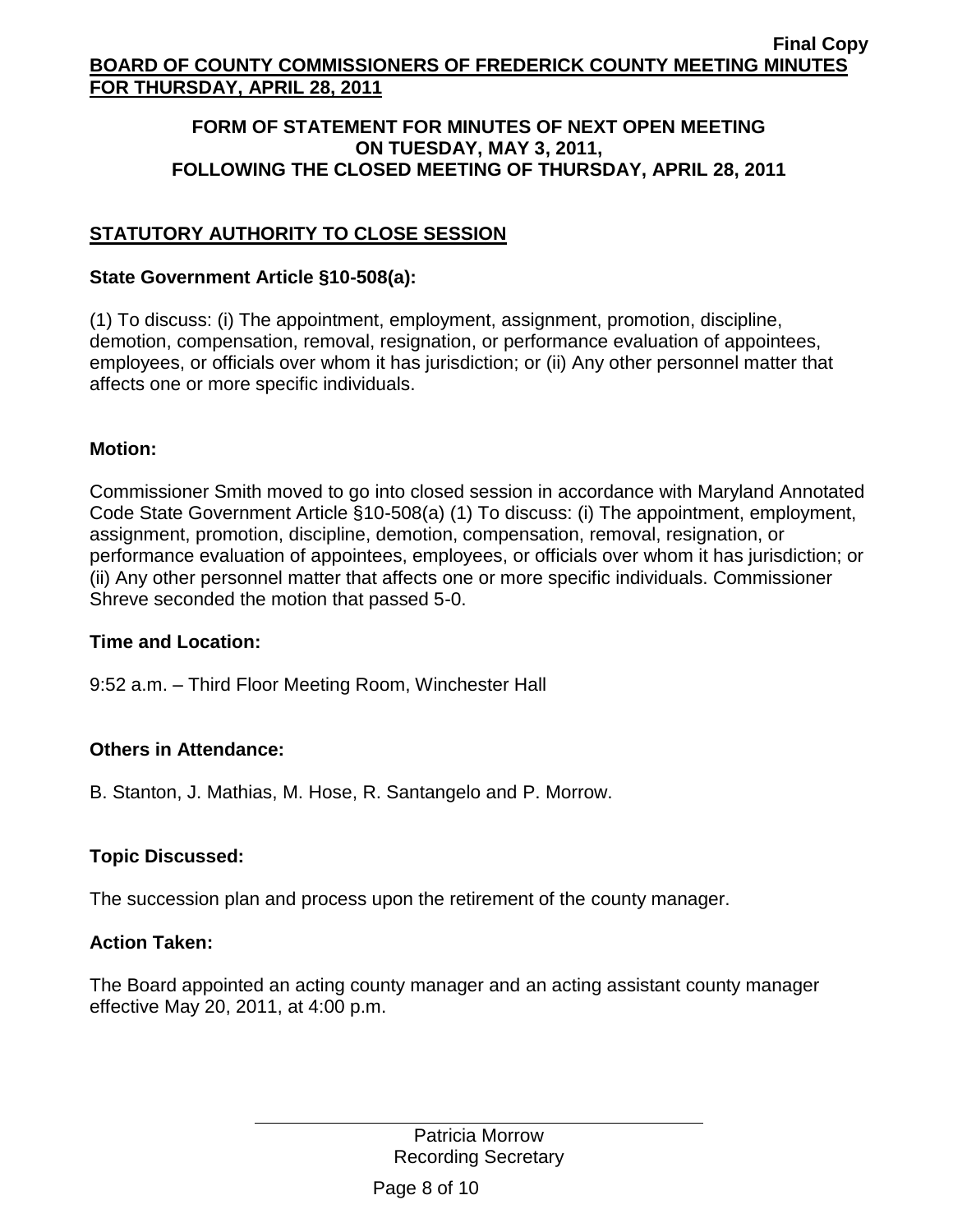## FORM OF STATEMENT FOR MINUTES OF NEXT OPEN MEETING ON TUESDAY, MAY 3, 2011, FOLLOWING THE CLOSED MEETING OF THURSDAY, APRIL 28, 2011

### STATUTORY AUTHORITY TO CLOSE SESSION

**State Government Article §10-508(a):**

(1) To discuss: (i) The appointment, employment, assignment, promotion, discipline, demotion, compensation, removal, resignation, or performance evaluation of appointees, employees, or officials over whom it has jurisdiction; or (ii) Any other personnel matter that affects one or more specific individuals.

**Motion:**

Commissioner Smith moved to go into closed session in accordance with Maryland Annotated Code State Government Article §10-508(a) (1) To discuss: (i) The appointment, employment, assignment, promotion, discipline, demotion, compensation, removal, resignation, or performance evaluation of appointees, employees, or officials over whom it has jurisdiction; or (ii) Any other personnel matter that affects one or more specific individuals. Commissioner Shreve seconded the motion that passed 5-0.

**Time and Location:**

9:52 a.m. – Third Floor Meeting Room, Winchester Hall

**Others in Attendance:**

B. Stanton, J. Mathias, M. Hose, R. Santangelo and P. Morrow.

**Topic Discussed:**

The succession plan and process upon the retirement of the county manager.

**Action Taken:**

The Board appointed an acting county manager and an acting assistant county manager effective May 20, 2011, at 4:00 p.m.

Patricia Morrow
Recording Secretary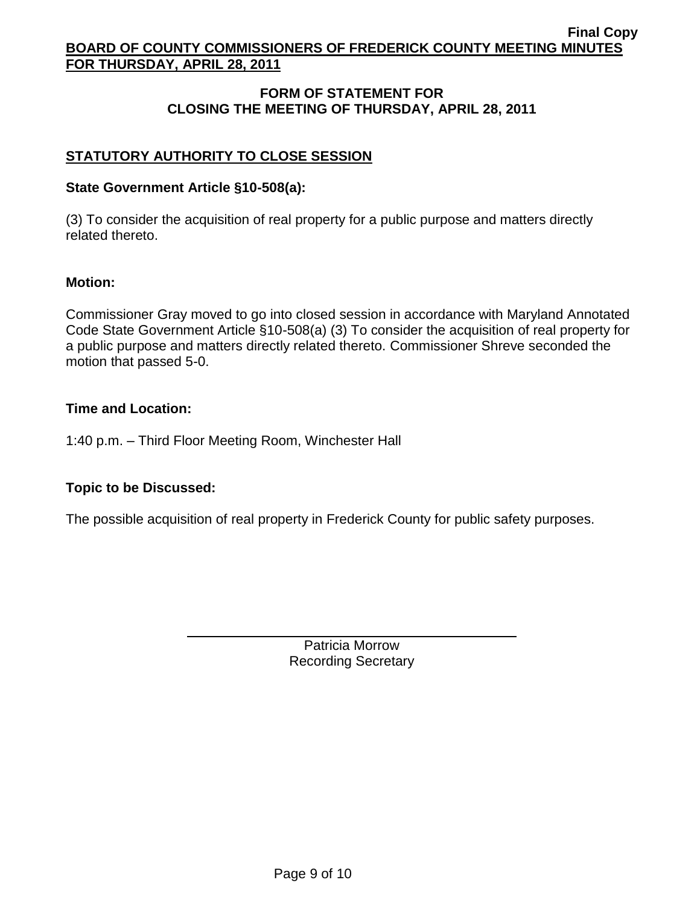## FORM OF STATEMENT FOR CLOSING THE MEETING OF THURSDAY, APRIL 28, 2011

### STATUTORY AUTHORITY TO CLOSE SESSION

**State Government Article §10-508(a):**

(3) To consider the acquisition of real property for a public purpose and matters directly related thereto.

**Motion:**

Commissioner Gray moved to go into closed session in accordance with Maryland Annotated Code State Government Article §10-508(a) (3) To consider the acquisition of real property for a public purpose and matters directly related thereto. Commissioner Shreve seconded the motion that passed 5-0.

**Time and Location:**

1:40 p.m. – Third Floor Meeting Room, Winchester Hall

**Topic to be Discussed:**

The possible acquisition of real property in Frederick County for public safety purposes.

Patricia Morrow
Recording Secretary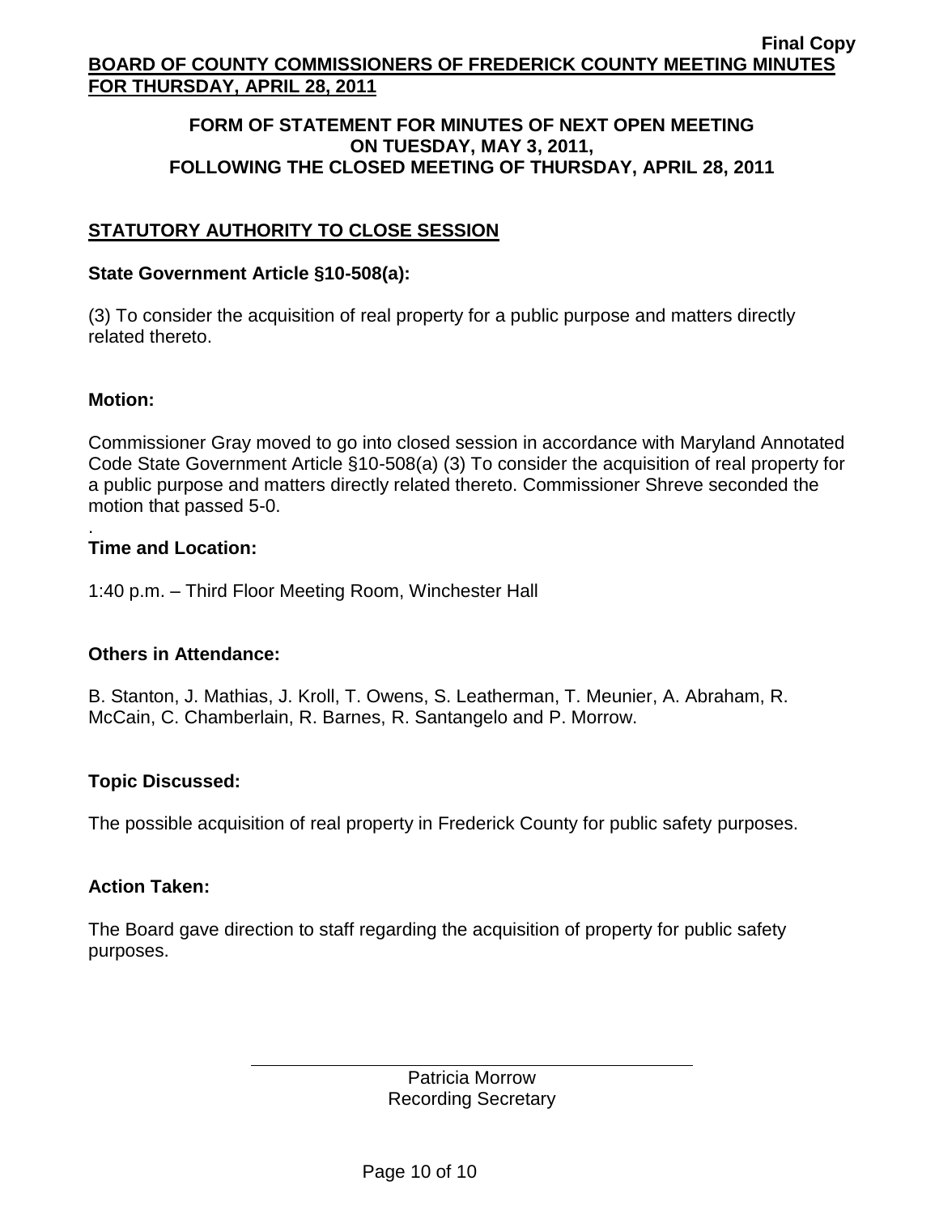Final Copy

**BOARD OF COUNTY COMMISSIONERS OF FREDERICK COUNTY MEETING MINUTES FOR THURSDAY, APRIL 28, 2011**

**FORM OF STATEMENT FOR MINUTES OF NEXT OPEN MEETING ON TUESDAY, MAY 3, 2011, FOLLOWING THE CLOSED MEETING OF THURSDAY, APRIL 28, 2011**

## STATUTORY AUTHORITY TO CLOSE SESSION

**State Government Article §10-508(a):**

(3) To consider the acquisition of real property for a public purpose and matters directly related thereto.

**Motion:**

Commissioner Gray moved to go into closed session in accordance with Maryland Annotated Code State Government Article §10-508(a) (3) To consider the acquisition of real property for a public purpose and matters directly related thereto. Commissioner Shreve seconded the motion that passed 5-0.

.

**Time and Location:**

1:40 p.m. – Third Floor Meeting Room, Winchester Hall

**Others in Attendance:**

B. Stanton, J. Mathias, J. Kroll, T. Owens, S. Leatherman, T. Meunier, A. Abraham, R. McCain, C. Chamberlain, R. Barnes, R. Santangelo and P. Morrow.

**Topic Discussed:**

The possible acquisition of real property in Frederick County for public safety purposes.

**Action Taken:**

The Board gave direction to staff regarding the acquisition of property for public safety purposes.

Patricia Morrow
Recording Secretary